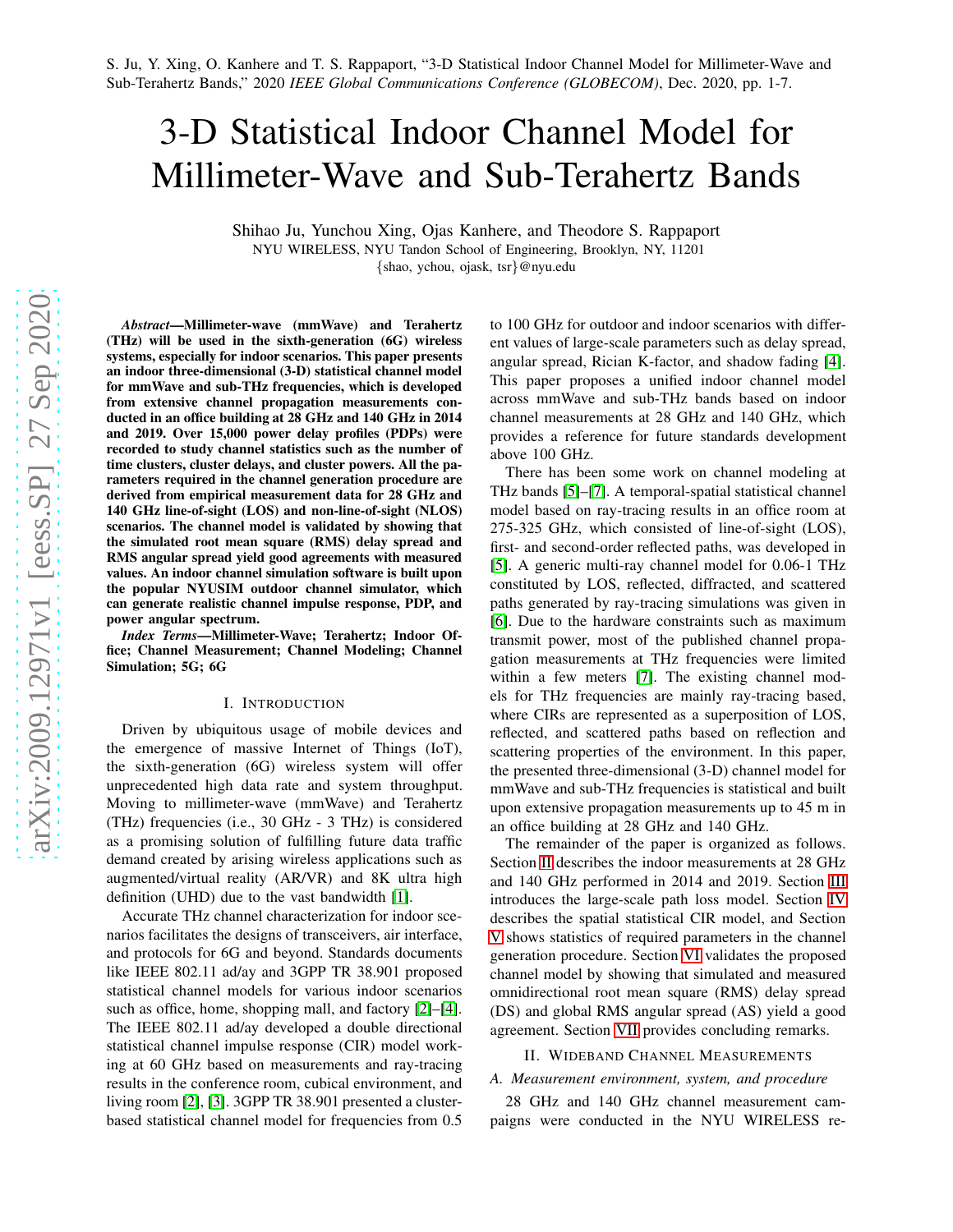S. Ju, Y. Xing, O. Kanhere and T. S. Rappaport, "3-D Statistical Indoor Channel Model for Millimeter-Wave and Sub-Terahertz Bands," 2020 *IEEE Global Communications Conference (GLOBECOM)*, Dec. 2020, pp. 1-7.

# 3-D Statistical Indoor Channel Model for Millimeter-Wave and Sub-Terahertz Bands

Shihao Ju, Yunchou Xing, Ojas Kanhere, and Theodore S. Rappaport
NYU WIRELESS, NYU Tandon School of Engineering, Brooklyn, NY, 11201
{shao, ychou, ojask, tsr}@nyu.edu

***Abstract*—Millimeter-wave (mmWave) and Terahertz (THz) will be used in the sixth-generation (6G) wireless systems, especially for indoor scenarios. This paper presents an indoor three-dimensional (3-D) statistical channel model for mmWave and sub-THz frequencies, which is developed from extensive channel propagation measurements conducted in an office building at 28 GHz and 140 GHz in 2014 and 2019. Over 15,000 power delay profiles (PDPs) were recorded to study channel statistics such as the number of time clusters, cluster delays, and cluster powers. All the parameters required in the channel generation procedure are derived from empirical measurement data for 28 GHz and 140 GHz line-of-sight (LOS) and non-line-of-sight (NLOS) scenarios. The channel model is validated by showing that the simulated root mean square (RMS) delay spread and RMS angular spread yield good agreements with measured values. An indoor channel simulation software is built upon the popular NYUSIM outdoor channel simulator, which can generate realistic channel impulse response, PDP, and power angular spectrum.**

***Index Terms*—Millimeter-Wave; Terahertz; Indoor Office; Channel Measurement; Channel Modeling; Channel Simulation; 5G; 6G**

## I. Introduction

Driven by ubiquitous usage of mobile devices and the emergence of massive Internet of Things (IoT), the sixth-generation (6G) wireless system will offer unprecedented high data rate and system throughput. Moving to millimeter-wave (mmWave) and Terahertz (THz) frequencies (i.e., 30 GHz - 3 THz) is considered as a promising solution of fulfilling future data traffic demand created by arising wireless applications such as augmented/virtual reality (AR/VR) and 8K ultra high definition (UHD) due to the vast bandwidth [1].

Accurate THz channel characterization for indoor scenarios facilitates the designs of transceivers, air interface, and protocols for 6G and beyond. Standards documents like IEEE 802.11 ad/ay and 3GPP TR 38.901 proposed statistical channel models for various indoor scenarios such as office, home, shopping mall, and factory [2]–[4]. The IEEE 802.11 ad/ay developed a double directional statistical channel impulse response (CIR) model working at 60 GHz based on measurements and ray-tracing results in the conference room, cubical environment, and living room [2], [3]. 3GPP TR 38.901 presented a cluster-based statistical channel model for frequencies from 0.5 to 100 GHz for outdoor and indoor scenarios with different values of large-scale parameters such as delay spread, angular spread, Rician K-factor, and shadow fading [4]. This paper proposes a unified indoor channel model across mmWave and sub-THz bands based on indoor channel measurements at 28 GHz and 140 GHz, which provides a reference for future standards development above 100 GHz.

There has been some work on channel modeling at THz bands [5]–[7]. A temporal-spatial statistical channel model based on ray-tracing results in an office room at 275-325 GHz, which consisted of line-of-sight (LOS), first- and second-order reflected paths, was developed in [5]. A generic multi-ray channel model for 0.06-1 THz constituted by LOS, reflected, diffracted, and scattered paths generated by ray-tracing simulations was given in [6]. Due to the hardware constraints such as maximum transmit power, most of the published channel propagation measurements at THz frequencies were limited within a few meters [7]. The existing channel models for THz frequencies are mainly ray-tracing based, where CIRs are represented as a superposition of LOS, reflected, and scattered paths based on reflection and scattering properties of the environment. In this paper, the presented three-dimensional (3-D) channel model for mmWave and sub-THz frequencies is statistical and built upon extensive propagation measurements up to 45 m in an office building at 28 GHz and 140 GHz.

The remainder of the paper is organized as follows. Section II describes the indoor measurements at 28 GHz and 140 GHz performed in 2014 and 2019. Section III introduces the large-scale path loss model. Section IV describes the spatial statistical CIR model, and Section V shows statistics of required parameters in the channel generation procedure. Section VI validates the proposed channel model by showing that simulated and measured omnidirectional root mean square (RMS) delay spread (DS) and global RMS angular spread (AS) yield a good agreement. Section VII provides concluding remarks.

## II. Wideband Channel Measurements

### A. Measurement environment, system, and procedure

28 GHz and 140 GHz channel measurement campaigns were conducted in the NYU WIRELESS re-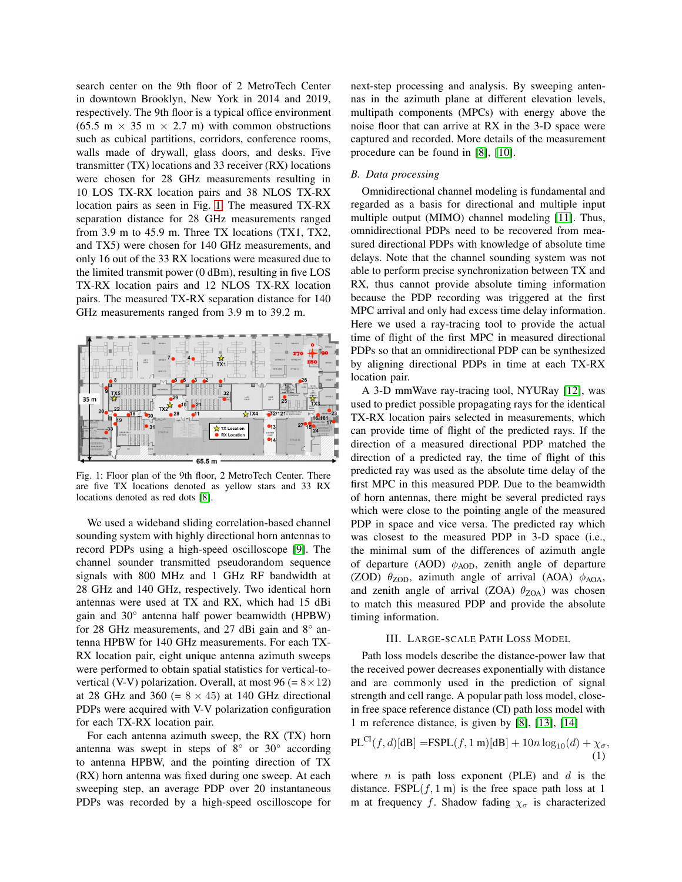search center on the 9th floor of 2 MetroTech Center in downtown Brooklyn, New York in 2014 and 2019, respectively. The 9th floor is a typical office environment (65.5 m × 35 m × 2.7 m) with common obstructions such as cubical partitions, corridors, conference rooms, walls made of drywall, glass doors, and desks. Five transmitter (TX) locations and 33 receiver (RX) locations were chosen for 28 GHz measurements resulting in 10 LOS TX-RX location pairs and 38 NLOS TX-RX location pairs as seen in Fig. 1. The measured TX-RX separation distance for 28 GHz measurements ranged from 3.9 m to 45.9 m. Three TX locations (TX1, TX2, and TX5) were chosen for 140 GHz measurements, and only 16 out of the 33 RX locations were measured due to the limited transmit power (0 dBm), resulting in five LOS TX-RX location pairs and 12 NLOS TX-RX location pairs. The measured TX-RX separation distance for 140 GHz measurements ranged from 3.9 m to 39.2 m.

Fig. 1: Floor plan of the 9th floor, 2 MetroTech Center. There are five TX locations denoted as yellow stars and 33 RX locations denoted as red dots [8].

We used a wideband sliding correlation-based channel sounding system with highly directional horn antennas to record PDPs using a high-speed oscilloscope [9]. The channel sounder transmitted pseudorandom sequence signals with 800 MHz and 1 GHz RF bandwidth at 28 GHz and 140 GHz, respectively. Two identical horn antennas were used at TX and RX, which had 15 dBi gain and 30° antenna half power beamwidth (HPBW) for 28 GHz measurements, and 27 dBi gain and 8° antenna HPBW for 140 GHz measurements. For each TX-RX location pair, eight unique antenna azimuth sweeps were performed to obtain spatial statistics for vertical-to-vertical (V-V) polarization. Overall, at most 96 (= $8 \times 12$) at 28 GHz and 360 (= $8 \times 45$) at 140 GHz directional PDPs were acquired with V-V polarization configuration for each TX-RX location pair.

For each antenna azimuth sweep, the RX (TX) horn antenna was swept in steps of 8° or 30° according to antenna HPBW, and the pointing direction of TX (RX) horn antenna was fixed during one sweep. At each sweeping step, an average PDP over 20 instantaneous PDPs was recorded by a high-speed oscilloscope for next-step processing and analysis. By sweeping antennas in the azimuth plane at different elevation levels, multipath components (MPCs) with energy above the noise floor that can arrive at RX in the 3-D space were captured and recorded. More details of the measurement procedure can be found in [8], [10].

### B. Data processing

Omnidirectional channel modeling is fundamental and regarded as a basis for directional and multiple input multiple output (MIMO) channel modeling [11]. Thus, omnidirectional PDPs need to be recovered from measured directional PDPs with knowledge of absolute time delays. Note that the channel sounding system was not able to perform precise synchronization between TX and RX, thus cannot provide absolute timing information because the PDP recording was triggered at the first MPC arrival and only had excess time delay information. Here we used a ray-tracing tool to provide the actual time of flight of the first MPC in measured directional PDPs so that an omnidirectional PDP can be synthesized by aligning directional PDPs in time at each TX-RX location pair.

A 3-D mmWave ray-tracing tool, NYURay [12], was used to predict possible propagating rays for the identical TX-RX location pairs selected in measurements, which can provide time of flight of the predicted rays. If the direction of a measured directional PDP matched the direction of a predicted ray, the time of flight of this predicted ray was used as the absolute time delay of the first MPC in this measured PDP. Due to the beamwidth of horn antennas, there might be several predicted rays which were close to the pointing angle of the measured PDP in space and vice versa. The predicted ray which was closest to the measured PDP in 3-D space (i.e., the minimal sum of the differences of azimuth angle of departure (AOD) $\phi_{\text{AOD}}$, zenith angle of departure (ZOD) $\theta_{\text{ZOD}}$, azimuth angle of arrival (AOA) $\phi_{\text{AOA}}$, and zenith angle of arrival (ZOA) $\theta_{\text{ZOA}}$) was chosen to match this measured PDP and provide the absolute timing information.

## III. Large-Scale Path Loss Model

Path loss models describe the distance-power law that the received power decreases exponentially with distance and are commonly used in the prediction of signal strength and cell range. A popular path loss model, close-in free space reference distance (CI) path loss model with 1 m reference distance, is given by [8], [13], [14]

$$\text{PL}^{\text{CI}}(f,d)[\text{dB}] = \text{FSPL}(f, 1\text{ m})[\text{dB}] + 10n\log_{10}(d) + \chi_\sigma, \tag{1}$$

where $n$ is path loss exponent (PLE) and $d$ is the distance. $\text{FSPL}(f, 1\text{ m})$ is the free space path loss at 1 m at frequency $f$. Shadow fading $\chi_\sigma$ is characterized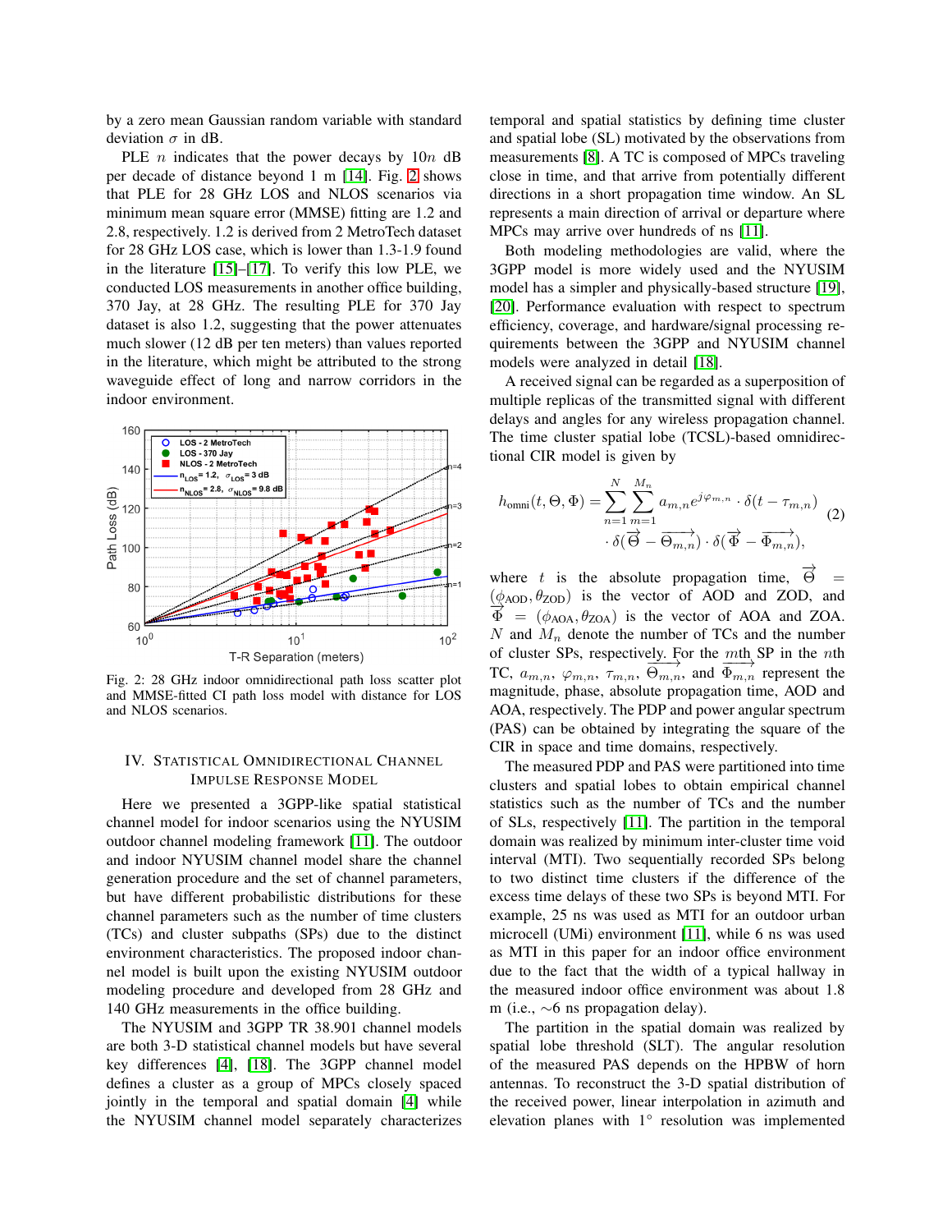by a zero mean Gaussian random variable with standard deviation $\sigma$ in dB.

PLE $n$ indicates that the power decays by $10n$ dB per decade of distance beyond 1 m [14]. Fig. 2 shows that PLE for 28 GHz LOS and NLOS scenarios via minimum mean square error (MMSE) fitting are 1.2 and 2.8, respectively. 1.2 is derived from 2 MetroTech dataset for 28 GHz LOS case, which is lower than 1.3-1.9 found in the literature [15]–[17]. To verify this low PLE, we conducted LOS measurements in another office building, 370 Jay, at 28 GHz. The resulting PLE for 370 Jay dataset is also 1.2, suggesting that the power attenuates much slower (12 dB per ten meters) than values reported in the literature, which might be attributed to the strong waveguide effect of long and narrow corridors in the indoor environment.

Fig. 2: 28 GHz indoor omnidirectional path loss scatter plot and MMSE-fitted CI path loss model with distance for LOS and NLOS scenarios.

## IV. Statistical Omnidirectional Channel Impulse Response Model

Here we presented a 3GPP-like spatial statistical channel model for indoor scenarios using the NYUSIM outdoor channel modeling framework [11]. The outdoor and indoor NYUSIM channel model share the channel generation procedure and the set of channel parameters, but have different probabilistic distributions for these channel parameters such as the number of time clusters (TCs) and cluster subpaths (SPs) due to the distinct environment characteristics. The proposed indoor channel model is built upon the existing NYUSIM outdoor modeling procedure and developed from 28 GHz and 140 GHz measurements in the office building.

The NYUSIM and 3GPP TR 38.901 channel models are both 3-D statistical channel models but have several key differences [4], [18]. The 3GPP channel model defines a cluster as a group of MPCs closely spaced jointly in the temporal and spatial domain [4] while the NYUSIM channel model separately characterizes temporal and spatial statistics by defining time cluster and spatial lobe (SL) motivated by the observations from measurements [8]. A TC is composed of MPCs traveling close in time, and that arrive from potentially different directions in a short propagation time window. An SL represents a main direction of arrival or departure where MPCs may arrive over hundreds of ns [11].

Both modeling methodologies are valid, where the 3GPP model is more widely used and the NYUSIM model has a simpler and physically-based structure [19], [20]. Performance evaluation with respect to spectrum efficiency, coverage, and hardware/signal processing requirements between the 3GPP and NYUSIM channel models were analyzed in detail [18].

A received signal can be regarded as a superposition of multiple replicas of the transmitted signal with different delays and angles for any wireless propagation channel. The time cluster spatial lobe (TCSL)-based omnidirectional CIR model is given by

$$h_{\text{omni}}(t,\Theta,\Phi)=\sum_{n=1}^{N}\sum_{m=1}^{M_n}a_{m,n}e^{j\varphi_{m,n}}\cdot\delta(t-\tau_{m,n})\cdot\delta(\overrightarrow{\Theta}-\overrightarrow{\Theta_{m,n}})\cdot\delta(\overrightarrow{\Phi}-\overrightarrow{\Phi_{m,n}}),\tag{2}$$

where $t$ is the absolute propagation time, $\overrightarrow{\Theta}=(\phi_{\text{AOD}},\theta_{\text{ZOD}})$ is the vector of AOD and ZOD, and $\overrightarrow{\Phi}=(\phi_{\text{AOA}},\theta_{\text{ZOA}})$ is the vector of AOA and ZOA. $N$ and $M_n$ denote the number of TCs and the number of cluster SPs, respectively. For the $m$th SP in the $n$th TC, $a_{m,n}$, $\varphi_{m,n}$, $\tau_{m,n}$, $\overrightarrow{\Theta_{m,n}}$, and $\overrightarrow{\Phi_{m,n}}$ represent the magnitude, phase, absolute propagation time, AOD and AOA, respectively. The PDP and power angular spectrum (PAS) can be obtained by integrating the square of the CIR in space and time domains, respectively.

The measured PDP and PAS were partitioned into time clusters and spatial lobes to obtain empirical channel statistics such as the number of TCs and the number of SLs, respectively [11]. The partition in the temporal domain was realized by minimum inter-cluster time void interval (MTI). Two sequentially recorded SPs belong to two distinct time clusters if the difference of the excess time delays of these two SPs is beyond MTI. For example, 25 ns was used as MTI for an outdoor urban microcell (UMi) environment [11], while 6 ns was used as MTI in this paper for an indoor office environment due to the fact that the width of a typical hallway in the measured indoor office environment was about 1.8 m (i.e., ~6 ns propagation delay).

The partition in the spatial domain was realized by spatial lobe threshold (SLT). The angular resolution of the measured PAS depends on the HPBW of horn antennas. To reconstruct the 3-D spatial distribution of the received power, linear interpolation in azimuth and elevation planes with 1° resolution was implemented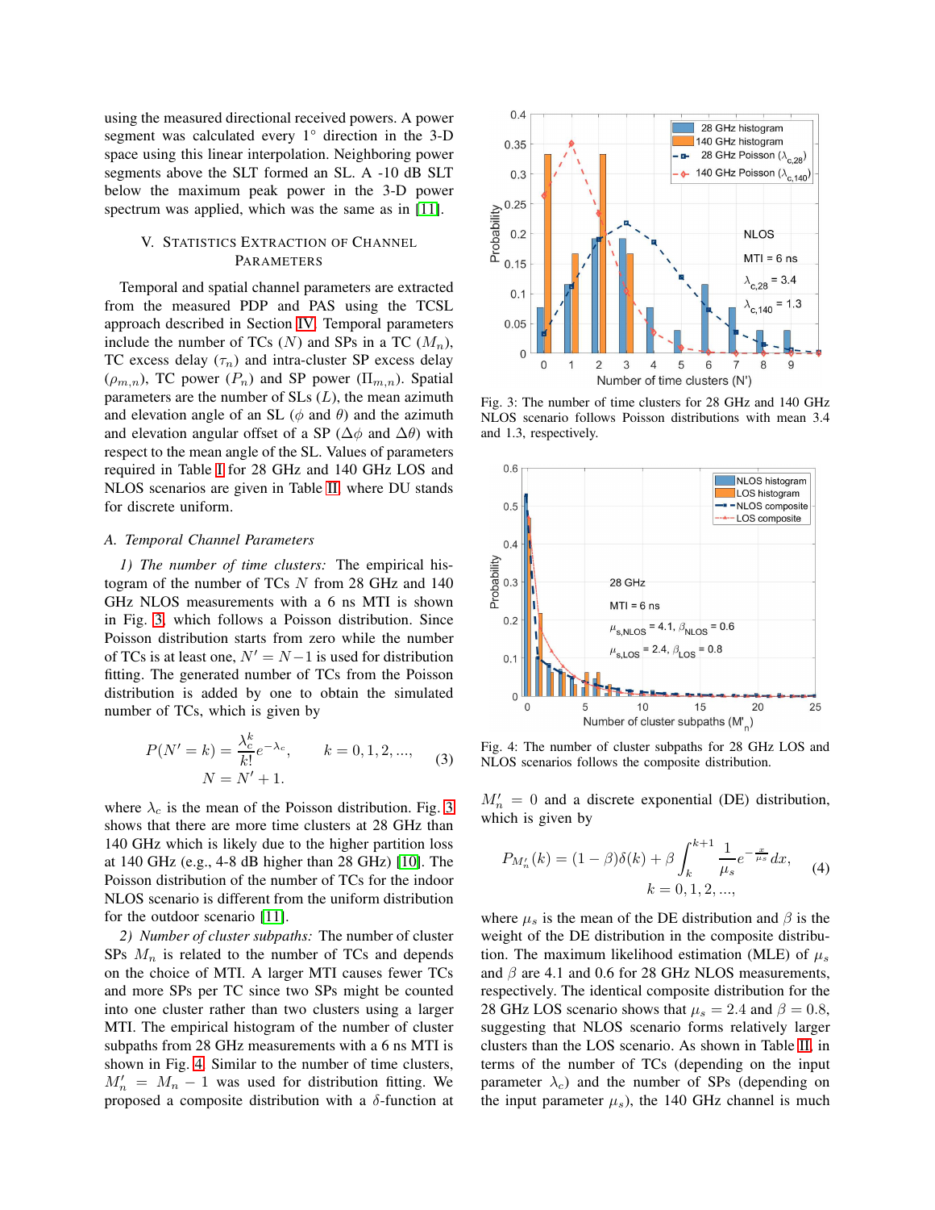using the measured directional received powers. A power segment was calculated every 1° direction in the 3-D space using this linear interpolation. Neighboring power segments above the SLT formed an SL. A -10 dB SLT below the maximum peak power in the 3-D power spectrum was applied, which was the same as in [11].

## V. Statistics Extraction of Channel Parameters

Temporal and spatial channel parameters are extracted from the measured PDP and PAS using the TCSL approach described in Section IV. Temporal parameters include the number of TCs ($N$) and SPs in a TC ($M_n$), TC excess delay ($\tau_n$) and intra-cluster SP excess delay ($\rho_{m,n}$), TC power ($P_n$) and SP power ($\Pi_{m,n}$). Spatial parameters are the number of SLs ($L$), the mean azimuth and elevation angle of an SL ($\phi$ and $\theta$) and the azimuth and elevation angular offset of a SP ($\Delta\phi$ and $\Delta\theta$) with respect to the mean angle of the SL. Values of parameters required in Table I for 28 GHz and 140 GHz LOS and NLOS scenarios are given in Table II, where DU stands for discrete uniform.

### A. Temporal Channel Parameters

*1) The number of time clusters:* The empirical histogram of the number of TCs $N$ from 28 GHz and 140 GHz NLOS measurements with a 6 ns MTI is shown in Fig. 3, which follows a Poisson distribution. Since Poisson distribution starts from zero while the number of TCs is at least one, $N' = N-1$ is used for distribution fitting. The generated number of TCs from the Poisson distribution is added by one to obtain the simulated number of TCs, which is given by

$$P(N' = k) = \frac{\lambda_c^k}{k!}e^{-\lambda_c}, \qquad k = 0, 1, 2, ..., \qquad (3)$$
$$N = N' + 1.$$

where $\lambda_c$ is the mean of the Poisson distribution. Fig. 3 shows that there are more time clusters at 28 GHz than 140 GHz which is likely due to the higher partition loss at 140 GHz (e.g., 4-8 dB higher than 28 GHz) [10]. The Poisson distribution of the number of TCs for the indoor NLOS scenario is different from the uniform distribution for the outdoor scenario [11].

*2) Number of cluster subpaths:* The number of cluster SPs $M_n$ is related to the number of TCs and depends on the choice of MTI. A larger MTI causes fewer TCs and more SPs per TC since two SPs might be counted into one cluster rather than two clusters using a larger MTI. The empirical histogram of the number of cluster subpaths from 28 GHz measurements with a 6 ns MTI is shown in Fig. 4. Similar to the number of time clusters, $M'_n = M_n - 1$ was used for distribution fitting. We proposed a composite distribution with a $\delta$-function at

Fig. 3: The number of time clusters for 28 GHz and 140 GHz NLOS scenario follows Poisson distributions with mean 3.4 and 1.3, respectively.

Fig. 4: The number of cluster subpaths for 28 GHz LOS and NLOS scenarios follows the composite distribution.

$M'_n = 0$ and a discrete exponential (DE) distribution, which is given by

$$P_{M'_n}(k) = (1-\beta)\delta(k) + \beta\int_k^{k+1}\frac{1}{\mu_s}e^{-\frac{x}{\mu_s}}dx, \qquad (4)$$
$$k = 0, 1, 2, ...,$$

where $\mu_s$ is the mean of the DE distribution and $\beta$ is the weight of the DE distribution in the composite distribution. The maximum likelihood estimation (MLE) of $\mu_s$ and $\beta$ are 4.1 and 0.6 for 28 GHz NLOS measurements, respectively. The identical composite distribution for the 28 GHz LOS scenario shows that $\mu_s = 2.4$ and $\beta = 0.8$, suggesting that NLOS scenario forms relatively larger clusters than the LOS scenario. As shown in Table II, in terms of the number of TCs (depending on the input parameter $\lambda_c$) and the number of SPs (depending on the input parameter $\mu_s$), the 140 GHz channel is much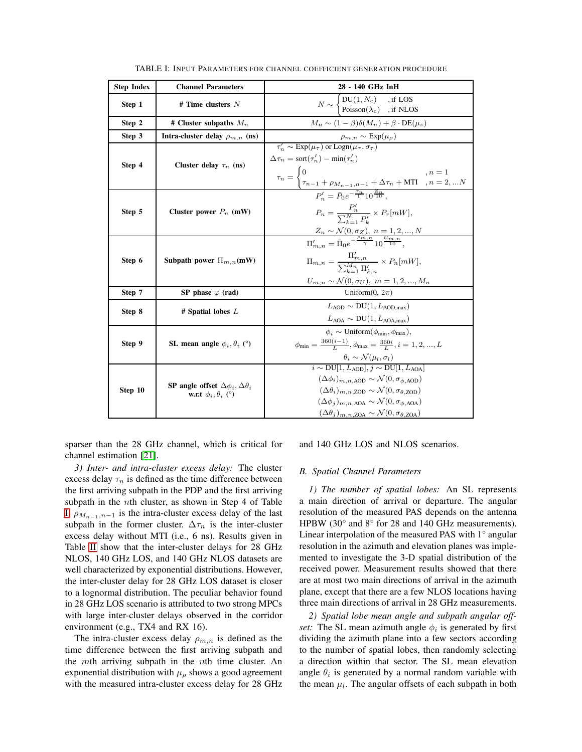TABLE I: INPUT PARAMETERS FOR CHANNEL COEFFICIENT GENERATION PROCEDURE

| Step Index | Channel Parameters | 28 - 140 GHz InH |
|---|---|---|
| **Step 1** | **# Time clusters** $N$ | $N \sim \begin{cases} \text{DU}(1, N_c) & \text{, if LOS} \\ \text{Poisson}(\lambda_c) & \text{, if NLOS} \end{cases}$ |
| **Step 2** | **# Cluster subpaths** $M_n$ | $M_n \sim (1-\beta)\delta(M_n) + \beta \cdot \text{DE}(\mu_s)$ |
| **Step 3** | **Intra-cluster delay** $\rho_{m,n}$ **(ns)** | $\rho_{m,n} \sim \text{Exp}(\mu_\rho)$ |
| **Step 4** | **Cluster delay** $\tau_n$ **(ns)** | $\tau_n' \sim \text{Exp}(\mu_\tau)$ or $\text{Logn}(\mu_\tau, \sigma_\tau)$ <br> $\Delta\tau_n = \text{sort}(\tau_n') - \min(\tau_n')$ <br> $\tau_n = \begin{cases} 0 & , n=1 \\ \tau_{n-1} + \rho_{M_{n-1},n-1} + \Delta\tau_n + \text{MTI} & , n=2,...N \end{cases}$ |
| **Step 5** | **Cluster power** $P_n$ **(mW)** | $P_n' = \bar{P}_0 e^{-\frac{\tau_n}{\Gamma}} 10^{\frac{Z_n}{10}}$, <br> $P_n = \frac{P_n'}{\sum_{k=1}^{N} P_k'} \times P_r[mW]$, <br> $Z_n \sim \mathcal{N}(0, \sigma_Z),\ n = 1, 2, ..., N$ |
| **Step 6** | **Subpath power** $\Pi_{m,n}$**(mW)** | $\Pi_{m,n}' = \bar{\Pi}_0 e^{-\frac{\rho_{m,n}}{\gamma}} 10^{\frac{U_{m,n}}{10}}$, <br> $\Pi_{m,n} = \frac{\Pi_{m,n}'}{\sum_{k=1}^{M_n} \Pi_{k,n}'} \times P_n[mW]$, <br> $U_{m,n} \sim \mathcal{N}(0, \sigma_U),\ m = 1, 2, ..., M_n$ |
| **Step 7** | **SP phase** $\varphi$ **(rad)** | Uniform$(0, 2\pi)$ |
| **Step 8** | **# Spatial lobes** $L$ | $L_{\text{AOD}} \sim \text{DU}(1, L_{\text{AOD,max}})$ <br> $L_{\text{AOA}} \sim \text{DU}(1, L_{\text{AOA,max}})$ |
| **Step 9** | **SL mean angle** $\phi_i, \theta_i$ **(°)** | $\phi_i \sim \text{Uniform}(\phi_{\min}, \phi_{\max})$, <br> $\phi_{\min} = \frac{360(i-1)}{L}, \phi_{\max} = \frac{360i}{L}, i = 1, 2, ..., L$ <br> $\theta_i \sim \mathcal{N}(\mu_l, \sigma_l)$ |
| **Step 10** | **SP angle offset** $\Delta\phi_i, \Delta\theta_i$ **w.r.t** $\phi_i, \theta_i$ **(°)** | $i \sim \text{DU}[1, L_{\text{AOD}}], j \sim \text{DU}[1, L_{\text{AOA}}]$ <br> $(\Delta\phi_i)_{m,n,\text{AOD}} \sim \mathcal{N}(0, \sigma_{\phi,\text{AOD}})$ <br> $(\Delta\theta_i)_{m,n,\text{ZOD}} \sim \mathcal{N}(0, \sigma_{\theta,\text{ZOD}})$ <br> $(\Delta\phi_j)_{m,n,\text{AOA}} \sim \mathcal{N}(0, \sigma_{\phi,\text{AOA}})$ <br> $(\Delta\theta_j)_{m,n,\text{ZOA}} \sim \mathcal{N}(0, \sigma_{\theta,\text{ZOA}})$ |

sparser than the 28 GHz channel, which is critical for channel estimation [21].

*3) Inter- and intra-cluster excess delay:* The cluster excess delay $\tau_n$ is defined as the time difference between the first arriving subpath in the PDP and the first arriving subpath in the $n$th cluster, as shown in Step 4 of Table I. $\rho_{M_{n-1},n-1}$ is the intra-cluster excess delay of the last subpath in the former cluster. $\Delta\tau_n$ is the inter-cluster excess delay without MTI (i.e., 6 ns). Results given in Table II show that the inter-cluster delays for 28 GHz NLOS, 140 GHz LOS, and 140 GHz NLOS datasets are well characterized by exponential distributions. However, the inter-cluster delay for 28 GHz LOS dataset is closer to a lognormal distribution. The peculiar behavior found in 28 GHz LOS scenario is attributed to two strong MPCs with large inter-cluster delays observed in the corridor environment (e.g., TX4 and RX 16).

The intra-cluster excess delay $\rho_{m,n}$ is defined as the time difference between the first arriving subpath and the $m$th arriving subpath in the $n$th time cluster. An exponential distribution with $\mu_\rho$ shows a good agreement with the measured intra-cluster excess delay for 28 GHz and 140 GHz LOS and NLOS scenarios.

## B. Spatial Channel Parameters

*1) The number of spatial lobes:* An SL represents a main direction of arrival or departure. The angular resolution of the measured PAS depends on the antenna HPBW (30° and 8° for 28 and 140 GHz measurements). Linear interpolation of the measured PAS with 1° angular resolution in the azimuth and elevation planes was implemented to investigate the 3-D spatial distribution of the received power. Measurement results showed that there are at most two main directions of arrival in the azimuth plane, except that there are a few NLOS locations having three main directions of arrival in 28 GHz measurements.

*2) Spatial lobe mean angle and subpath angular offset:* The SL mean azimuth angle $\phi_i$ is generated by first dividing the azimuth plane into a few sectors according to the number of spatial lobes, then randomly selecting a direction within that sector. The SL mean elevation angle $\theta_i$ is generated by a normal random variable with the mean $\mu_l$. The angular offsets of each subpath in both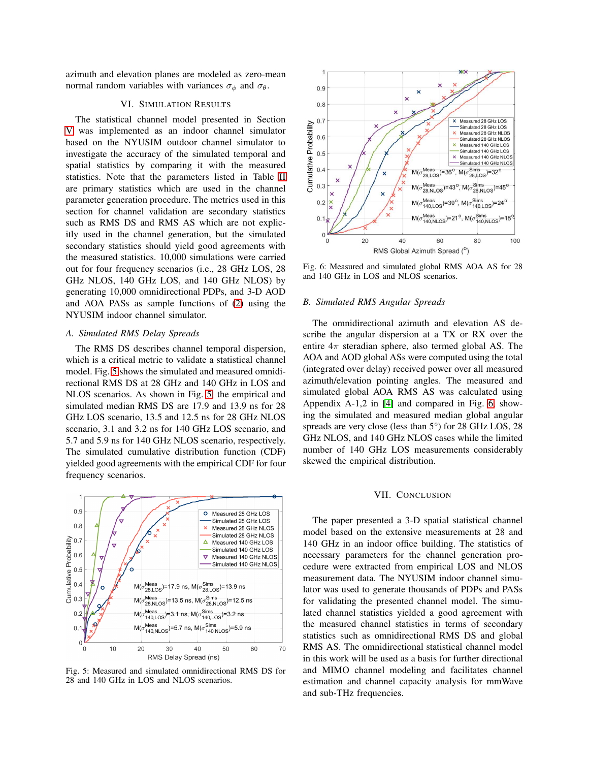azimuth and elevation planes are modeled as zero-mean normal random variables with variances $\sigma_\phi$ and $\sigma_\theta$.

## VI. Simulation Results

The statistical channel model presented in Section V was implemented as an indoor channel simulator based on the NYUSIM outdoor channel simulator to investigate the accuracy of the simulated temporal and spatial statistics by comparing it with the measured statistics. Note that the parameters listed in Table II are primary statistics which are used in the channel parameter generation procedure. The metrics used in this section for channel validation are secondary statistics such as RMS DS and RMS AS which are not explicitly used in the channel generation, but the simulated secondary statistics should yield good agreements with the measured statistics. 10,000 simulations were carried out for four frequency scenarios (i.e., 28 GHz LOS, 28 GHz NLOS, 140 GHz LOS, and 140 GHz NLOS) by generating 10,000 omnidirectional PDPs, and 3-D AOD and AOA PASs as sample functions of (2) using the NYUSIM indoor channel simulator.

### A. Simulated RMS Delay Spreads

The RMS DS describes channel temporal dispersion, which is a critical metric to validate a statistical channel model. Fig. 5 shows the simulated and measured omnidirectional RMS DS at 28 GHz and 140 GHz in LOS and NLOS scenarios. As shown in Fig. 5, the empirical and simulated median RMS DS are 17.9 and 13.9 ns for 28 GHz LOS scenario, 13.5 and 12.5 ns for 28 GHz NLOS scenario, 3.1 and 3.2 ns for 140 GHz LOS scenario, and 5.7 and 5.9 ns for 140 GHz NLOS scenario, respectively. The simulated cumulative distribution function (CDF) yielded good agreements with the empirical CDF for four frequency scenarios.

Fig. 5: Measured and simulated omnidirectional RMS DS for 28 and 140 GHz in LOS and NLOS scenarios.

Fig. 6: Measured and simulated global RMS AOA AS for 28 and 140 GHz in LOS and NLOS scenarios.

### B. Simulated RMS Angular Spreads

The omnidirectional azimuth and elevation AS describe the angular dispersion at a TX or RX over the entire $4\pi$ steradian sphere, also termed global AS. The AOA and AOD global ASs were computed using the total (integrated over delay) received power over all measured azimuth/elevation pointing angles. The measured and simulated global AOA RMS AS was calculated using Appendix A-1,2 in [4] and compared in Fig. 6, showing the simulated and measured median global angular spreads are very close (less than 5°) for 28 GHz LOS, 28 GHz NLOS, and 140 GHz NLOS cases while the limited number of 140 GHz LOS measurements considerably skewed the empirical distribution.

## VII. Conclusion

The paper presented a 3-D spatial statistical channel model based on the extensive measurements at 28 and 140 GHz in an indoor office building. The statistics of necessary parameters for the channel generation procedure were extracted from empirical LOS and NLOS measurement data. The NYUSIM indoor channel simulator was used to generate thousands of PDPs and PASs for validating the presented channel model. The simulated channel statistics yielded a good agreement with the measured channel statistics in terms of secondary statistics such as omnidirectional RMS DS and global RMS AS. The omnidirectional statistical channel model in this work will be used as a basis for further directional and MIMO channel modeling and facilitates channel estimation and channel capacity analysis for mmWave and sub-THz frequencies.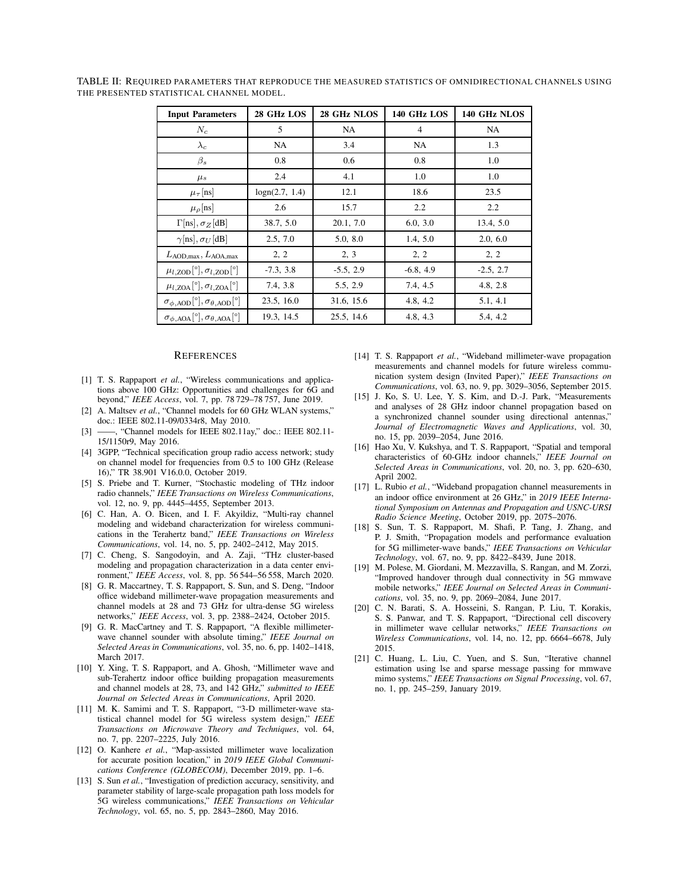TABLE II: REQUIRED PARAMETERS THAT REPRODUCE THE MEASURED STATISTICS OF OMNIDIRECTIONAL CHANNELS USING THE PRESENTED STATISTICAL CHANNEL MODEL.

| Input Parameters | 28 GHz LOS | 28 GHz NLOS | 140 GHz LOS | 140 GHz NLOS |
|---|---|---|---|---|
| $N_c$ | 5 | NA | 4 | NA |
| $\lambda_c$ | NA | 3.4 | NA | 1.3 |
| $\beta_s$ | 0.8 | 0.6 | 0.8 | 1.0 |
| $\mu_s$ | 2.4 | 4.1 | 1.0 | 1.0 |
| $\mu_\tau$[ns] | logn(2.7, 1.4) | 12.1 | 18.6 | 23.5 |
| $\mu_\rho$[ns] | 2.6 | 15.7 | 2.2 | 2.2 |
| $\Gamma$[ns], $\sigma_Z$[dB] | 38.7, 5.0 | 20.1, 7.0 | 6.0, 3.0 | 13.4, 5.0 |
| $\gamma$[ns], $\sigma_U$[dB] | 2.5, 7.0 | 5.0, 8.0 | 1.4, 5.0 | 2.0, 6.0 |
| $L_{\text{AOD,max}}$, $L_{\text{AOA,max}}$ | 2, 2 | 2, 3 | 2, 2 | 2, 2 |
| $\mu_{l,\text{ZOD}}[^\circ]$, $\sigma_{l,\text{ZOD}}[^\circ]$ | -7.3, 3.8 | -5.5, 2.9 | -6.8, 4.9 | -2.5, 2.7 |
| $\mu_{l,\text{ZOA}}[^\circ]$, $\sigma_{l,\text{ZOA}}[^\circ]$ | 7.4, 3.8 | 5.5, 2.9 | 7.4, 4.5 | 4.8, 2.8 |
| $\sigma_{\phi,\text{AOD}}[^\circ]$, $\sigma_{\theta,\text{AOD}}[^\circ]$ | 23.5, 16.0 | 31.6, 15.6 | 4.8, 4.2 | 5.1, 4.1 |
| $\sigma_{\phi,\text{AOA}}[^\circ]$, $\sigma_{\theta,\text{AOA}}[^\circ]$ | 19.3, 14.5 | 25.5, 14.6 | 4.8, 4.3 | 5.4, 4.2 |

# REFERENCES

[1] T. S. Rappaport *et al.*, "Wireless communications and applications above 100 GHz: Opportunities and challenges for 6G and beyond," *IEEE Access*, vol. 7, pp. 78 729–78 757, June 2019.

[2] A. Maltsev *et al.*, "Channel models for 60 GHz WLAN systems," doc.: IEEE 802.11-09/0334r8, May 2010.

[3] ——, "Channel models for IEEE 802.11ay," doc.: IEEE 802.11-15/1150r9, May 2016.

[4] 3GPP, "Technical specification group radio access network; study on channel model for frequencies from 0.5 to 100 GHz (Release 16)," TR 38.901 V16.0.0, October 2019.

[5] S. Priebe and T. Kurner, "Stochastic modeling of THz indoor radio channels," *IEEE Transactions on Wireless Communications*, vol. 12, no. 9, pp. 4445–4455, September 2013.

[6] C. Han, A. O. Bicen, and I. F. Akyildiz, "Multi-ray channel modeling and wideband characterization for wireless communications in the Terahertz band," *IEEE Transactions on Wireless Communications*, vol. 14, no. 5, pp. 2402–2412, May 2015.

[7] C. Cheng, S. Sangodoyin, and A. Zaji, "THz cluster-based modeling and propagation characterization in a data center environment," *IEEE Access*, vol. 8, pp. 56 544–56 558, March 2020.

[8] G. R. Maccartney, T. S. Rappaport, S. Sun, and S. Deng, "Indoor office wideband millimeter-wave propagation measurements and channel models at 28 and 73 GHz for ultra-dense 5G wireless networks," *IEEE Access*, vol. 3, pp. 2388–2424, October 2015.

[9] G. R. MacCartney and T. S. Rappaport, "A flexible millimeter-wave channel sounder with absolute timing," *IEEE Journal on Selected Areas in Communications*, vol. 35, no. 6, pp. 1402–1418, March 2017.

[10] Y. Xing, T. S. Rappaport, and A. Ghosh, "Millimeter wave and sub-Terahertz indoor office building propagation measurements and channel models at 28, 73, and 142 GHz," *submitted to IEEE Journal on Selected Areas in Communications*, April 2020.

[11] M. K. Samimi and T. S. Rappaport, "3-D millimeter-wave statistical channel model for 5G wireless system design," *IEEE Transactions on Microwave Theory and Techniques*, vol. 64, no. 7, pp. 2207–2225, July 2016.

[12] O. Kanhere *et al.*, "Map-assisted millimeter wave localization for accurate position location," in *2019 IEEE Global Communications Conference (GLOBECOM)*, December 2019, pp. 1–6.

[13] S. Sun *et al.*, "Investigation of prediction accuracy, sensitivity, and parameter stability of large-scale propagation path loss models for 5G wireless communications," *IEEE Transactions on Vehicular Technology*, vol. 65, no. 5, pp. 2843–2860, May 2016.

[14] T. S. Rappaport *et al.*, "Wideband millimeter-wave propagation measurements and channel models for future wireless communication system design (Invited Paper)," *IEEE Transactions on Communications*, vol. 63, no. 9, pp. 3029–3056, September 2015.

[15] J. Ko, S. U. Lee, Y. S. Kim, and D.-J. Park, "Measurements and analyses of 28 GHz indoor channel propagation based on a synchronized channel sounder using directional antennas," *Journal of Electromagnetic Waves and Applications*, vol. 30, no. 15, pp. 2039–2054, June 2016.

[16] Hao Xu, V. Kukshya, and T. S. Rappaport, "Spatial and temporal characteristics of 60-GHz indoor channels," *IEEE Journal on Selected Areas in Communications*, vol. 20, no. 3, pp. 620–630, April 2002.

[17] L. Rubio *et al.*, "Wideband propagation channel measurements in an indoor office environment at 26 GHz," in *2019 IEEE International Symposium on Antennas and Propagation and USNC-URSI Radio Science Meeting*, October 2019, pp. 2075–2076.

[18] S. Sun, T. S. Rappaport, M. Shafi, P. Tang, J. Zhang, and P. J. Smith, "Propagation models and performance evaluation for 5G millimeter-wave bands," *IEEE Transactions on Vehicular Technology*, vol. 67, no. 9, pp. 8422–8439, June 2018.

[19] M. Polese, M. Giordani, M. Mezzavilla, S. Rangan, and M. Zorzi, "Improved handover through dual connectivity in 5G mmwave mobile networks," *IEEE Journal on Selected Areas in Communications*, vol. 35, no. 9, pp. 2069–2084, June 2017.

[20] C. N. Barati, S. A. Hosseini, S. Rangan, P. Liu, T. Korakis, S. S. Panwar, and T. S. Rappaport, "Directional cell discovery in millimeter wave cellular networks," *IEEE Transactions on Wireless Communications*, vol. 14, no. 12, pp. 6664–6678, July 2015.

[21] C. Huang, L. Liu, C. Yuen, and S. Sun, "Iterative channel estimation using lse and sparse message passing for mmwave mimo systems," *IEEE Transactions on Signal Processing*, vol. 67, no. 1, pp. 245–259, January 2019.